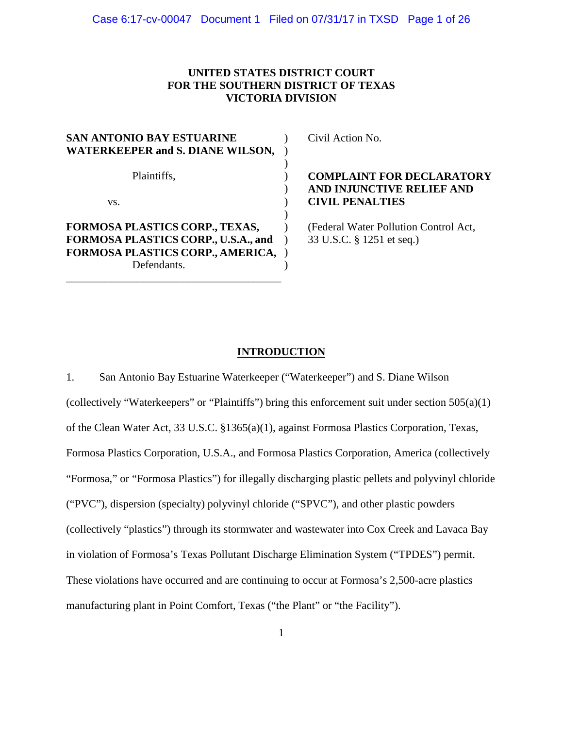**UNITED STATES DISTRICT COURT**
**FOR THE SOUTHERN DISTRICT OF TEXAS**
**VICTORIA DIVISION**

| | |
|---|---|
| **SAN ANTONIO BAY ESTUARINE WATERKEEPER and S. DIANE WILSON,** | Civil Action No. |
| Plaintiffs, | **COMPLAINT FOR DECLARATORY AND INJUNCTIVE RELIEF AND CIVIL PENALTIES** |
| vs. | |
| **FORMOSA PLASTICS CORP., TEXAS, FORMOSA PLASTICS CORP., U.S.A., and FORMOSA PLASTICS CORP., AMERICA,** Defendants. | (Federal Water Pollution Control Act, 33 U.S.C. § 1251 et seq.) |

## INTRODUCTION

1. San Antonio Bay Estuarine Waterkeeper ("Waterkeeper") and S. Diane Wilson (collectively "Waterkeepers" or "Plaintiffs") bring this enforcement suit under section 505(a)(1) of the Clean Water Act, 33 U.S.C. §1365(a)(1), against Formosa Plastics Corporation, Texas, Formosa Plastics Corporation, U.S.A., and Formosa Plastics Corporation, America (collectively "Formosa," or "Formosa Plastics") for illegally discharging plastic pellets and polyvinyl chloride ("PVC"), dispersion (specialty) polyvinyl chloride ("SPVC"), and other plastic powders (collectively "plastics") through its stormwater and wastewater into Cox Creek and Lavaca Bay in violation of Formosa's Texas Pollutant Discharge Elimination System ("TPDES") permit. These violations have occurred and are continuing to occur at Formosa's 2,500-acre plastics manufacturing plant in Point Comfort, Texas ("the Plant" or "the Facility").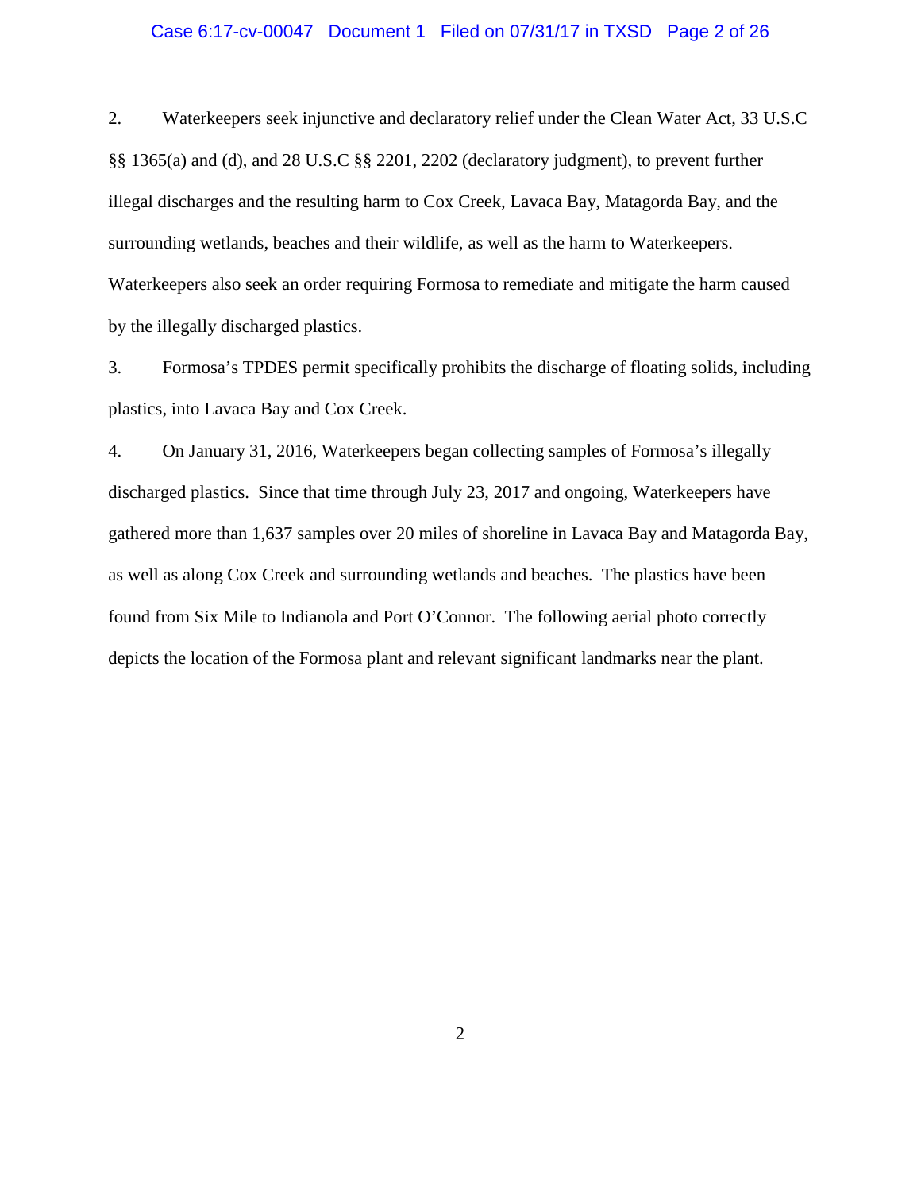2. Waterkeepers seek injunctive and declaratory relief under the Clean Water Act, 33 U.S.C §§ 1365(a) and (d), and 28 U.S.C §§ 2201, 2202 (declaratory judgment), to prevent further illegal discharges and the resulting harm to Cox Creek, Lavaca Bay, Matagorda Bay, and the surrounding wetlands, beaches and their wildlife, as well as the harm to Waterkeepers. Waterkeepers also seek an order requiring Formosa to remediate and mitigate the harm caused by the illegally discharged plastics.

3. Formosa's TPDES permit specifically prohibits the discharge of floating solids, including plastics, into Lavaca Bay and Cox Creek.

4. On January 31, 2016, Waterkeepers began collecting samples of Formosa's illegally discharged plastics. Since that time through July 23, 2017 and ongoing, Waterkeepers have gathered more than 1,637 samples over 20 miles of shoreline in Lavaca Bay and Matagorda Bay, as well as along Cox Creek and surrounding wetlands and beaches. The plastics have been found from Six Mile to Indianola and Port O'Connor. The following aerial photo correctly depicts the location of the Formosa plant and relevant significant landmarks near the plant.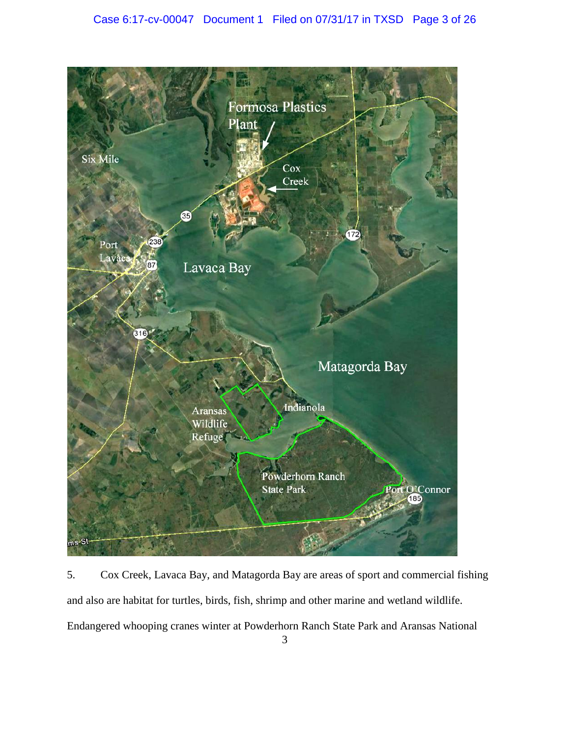5. Cox Creek, Lavaca Bay, and Matagorda Bay are areas of sport and commercial fishing and also are habitat for turtles, birds, fish, shrimp and other marine and wetland wildlife. Endangered whooping cranes winter at Powderhorn Ranch State Park and Aransas National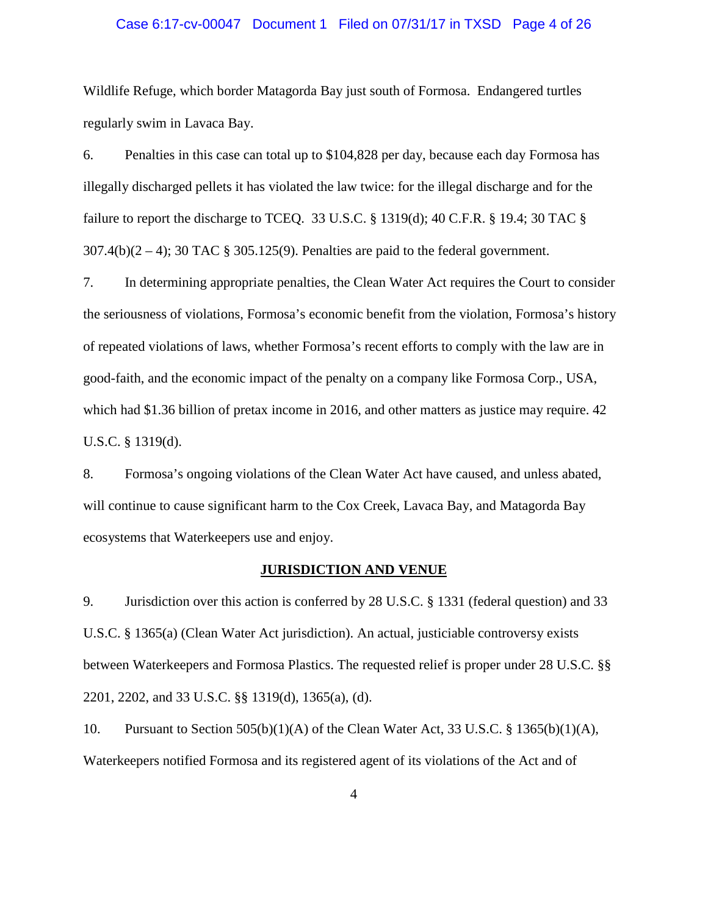Wildlife Refuge, which border Matagorda Bay just south of Formosa. Endangered turtles regularly swim in Lavaca Bay.

6. Penalties in this case can total up to $104,828 per day, because each day Formosa has illegally discharged pellets it has violated the law twice: for the illegal discharge and for the failure to report the discharge to TCEQ. 33 U.S.C. § 1319(d); 40 C.F.R. § 19.4; 30 TAC § 307.4(b)(2 – 4); 30 TAC § 305.125(9). Penalties are paid to the federal government.

7. In determining appropriate penalties, the Clean Water Act requires the Court to consider the seriousness of violations, Formosa's economic benefit from the violation, Formosa's history of repeated violations of laws, whether Formosa's recent efforts to comply with the law are in good-faith, and the economic impact of the penalty on a company like Formosa Corp., USA, which had $1.36 billion of pretax income in 2016, and other matters as justice may require. 42 U.S.C. § 1319(d).

8. Formosa's ongoing violations of the Clean Water Act have caused, and unless abated, will continue to cause significant harm to the Cox Creek, Lavaca Bay, and Matagorda Bay ecosystems that Waterkeepers use and enjoy.

## JURISDICTION AND VENUE

9. Jurisdiction over this action is conferred by 28 U.S.C. § 1331 (federal question) and 33 U.S.C. § 1365(a) (Clean Water Act jurisdiction). An actual, justiciable controversy exists between Waterkeepers and Formosa Plastics. The requested relief is proper under 28 U.S.C. §§ 2201, 2202, and 33 U.S.C. §§ 1319(d), 1365(a), (d).

10. Pursuant to Section 505(b)(1)(A) of the Clean Water Act, 33 U.S.C. § 1365(b)(1)(A), Waterkeepers notified Formosa and its registered agent of its violations of the Act and of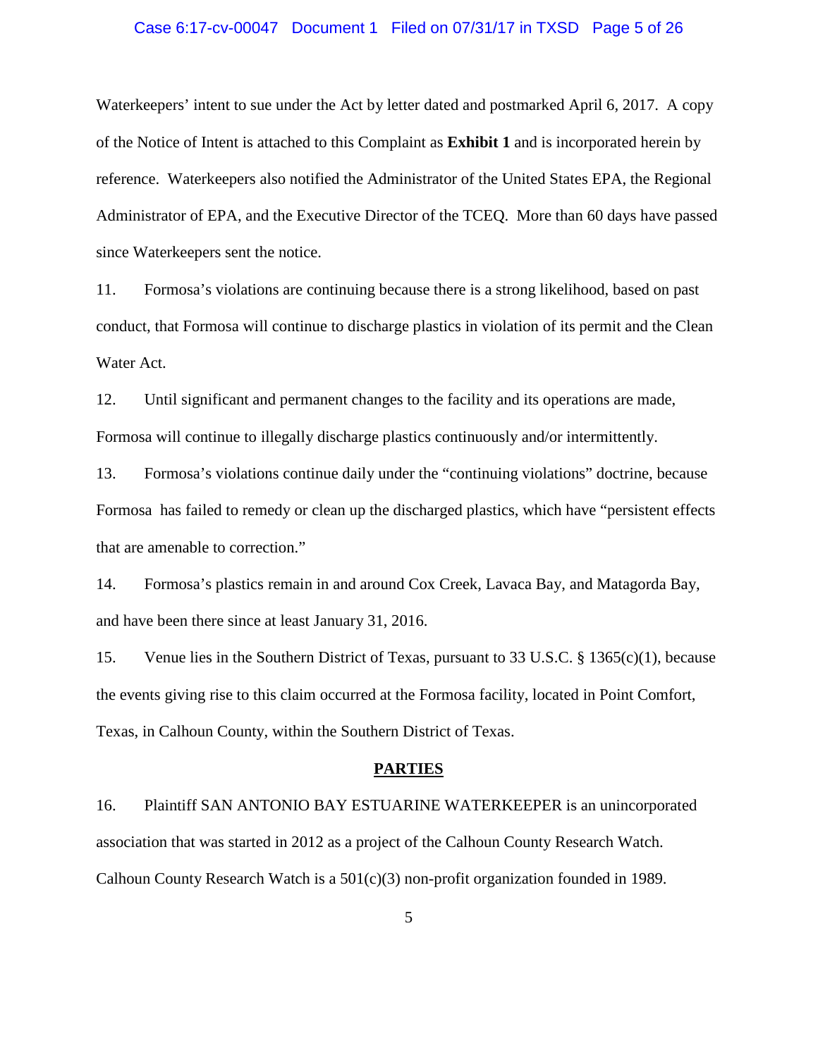Waterkeepers' intent to sue under the Act by letter dated and postmarked April 6, 2017. A copy of the Notice of Intent is attached to this Complaint as **Exhibit 1** and is incorporated herein by reference. Waterkeepers also notified the Administrator of the United States EPA, the Regional Administrator of EPA, and the Executive Director of the TCEQ. More than 60 days have passed since Waterkeepers sent the notice.

11. Formosa's violations are continuing because there is a strong likelihood, based on past conduct, that Formosa will continue to discharge plastics in violation of its permit and the Clean Water Act.

12. Until significant and permanent changes to the facility and its operations are made, Formosa will continue to illegally discharge plastics continuously and/or intermittently.

13. Formosa's violations continue daily under the "continuing violations" doctrine, because Formosa has failed to remedy or clean up the discharged plastics, which have "persistent effects that are amenable to correction."

14. Formosa's plastics remain in and around Cox Creek, Lavaca Bay, and Matagorda Bay, and have been there since at least January 31, 2016.

15. Venue lies in the Southern District of Texas, pursuant to 33 U.S.C. § 1365(c)(1), because the events giving rise to this claim occurred at the Formosa facility, located in Point Comfort, Texas, in Calhoun County, within the Southern District of Texas.

## PARTIES

16. Plaintiff SAN ANTONIO BAY ESTUARINE WATERKEEPER is an unincorporated association that was started in 2012 as a project of the Calhoun County Research Watch. Calhoun County Research Watch is a 501(c)(3) non-profit organization founded in 1989.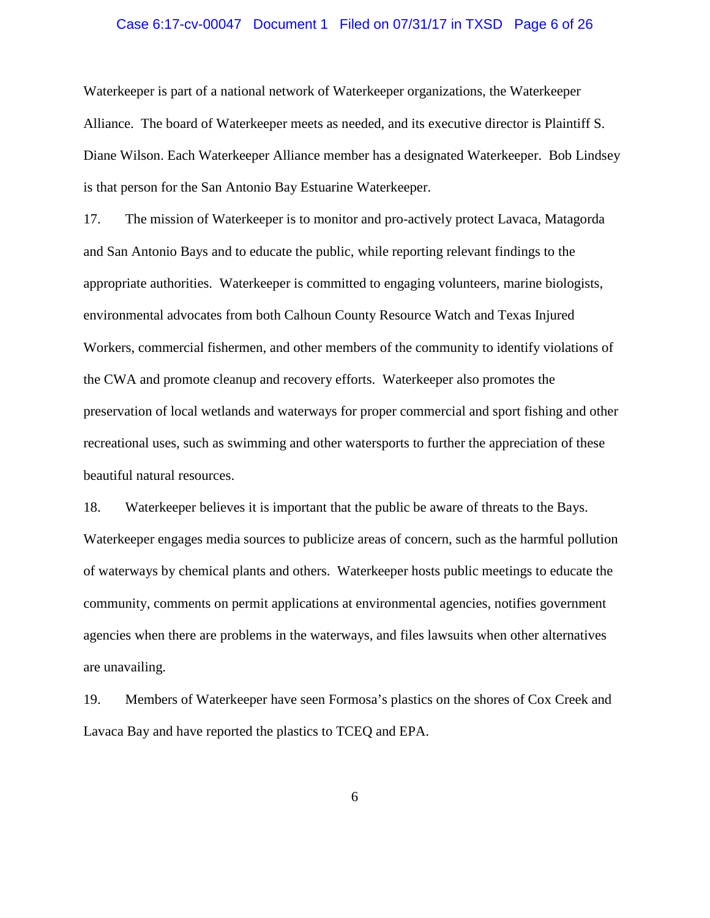Waterkeeper is part of a national network of Waterkeeper organizations, the Waterkeeper Alliance. The board of Waterkeeper meets as needed, and its executive director is Plaintiff S. Diane Wilson. Each Waterkeeper Alliance member has a designated Waterkeeper. Bob Lindsey is that person for the San Antonio Bay Estuarine Waterkeeper.

17. The mission of Waterkeeper is to monitor and pro-actively protect Lavaca, Matagorda and San Antonio Bays and to educate the public, while reporting relevant findings to the appropriate authorities. Waterkeeper is committed to engaging volunteers, marine biologists, environmental advocates from both Calhoun County Resource Watch and Texas Injured Workers, commercial fishermen, and other members of the community to identify violations of the CWA and promote cleanup and recovery efforts. Waterkeeper also promotes the preservation of local wetlands and waterways for proper commercial and sport fishing and other recreational uses, such as swimming and other watersports to further the appreciation of these beautiful natural resources.

18. Waterkeeper believes it is important that the public be aware of threats to the Bays. Waterkeeper engages media sources to publicize areas of concern, such as the harmful pollution of waterways by chemical plants and others. Waterkeeper hosts public meetings to educate the community, comments on permit applications at environmental agencies, notifies government agencies when there are problems in the waterways, and files lawsuits when other alternatives are unavailing.

19. Members of Waterkeeper have seen Formosa's plastics on the shores of Cox Creek and Lavaca Bay and have reported the plastics to TCEQ and EPA.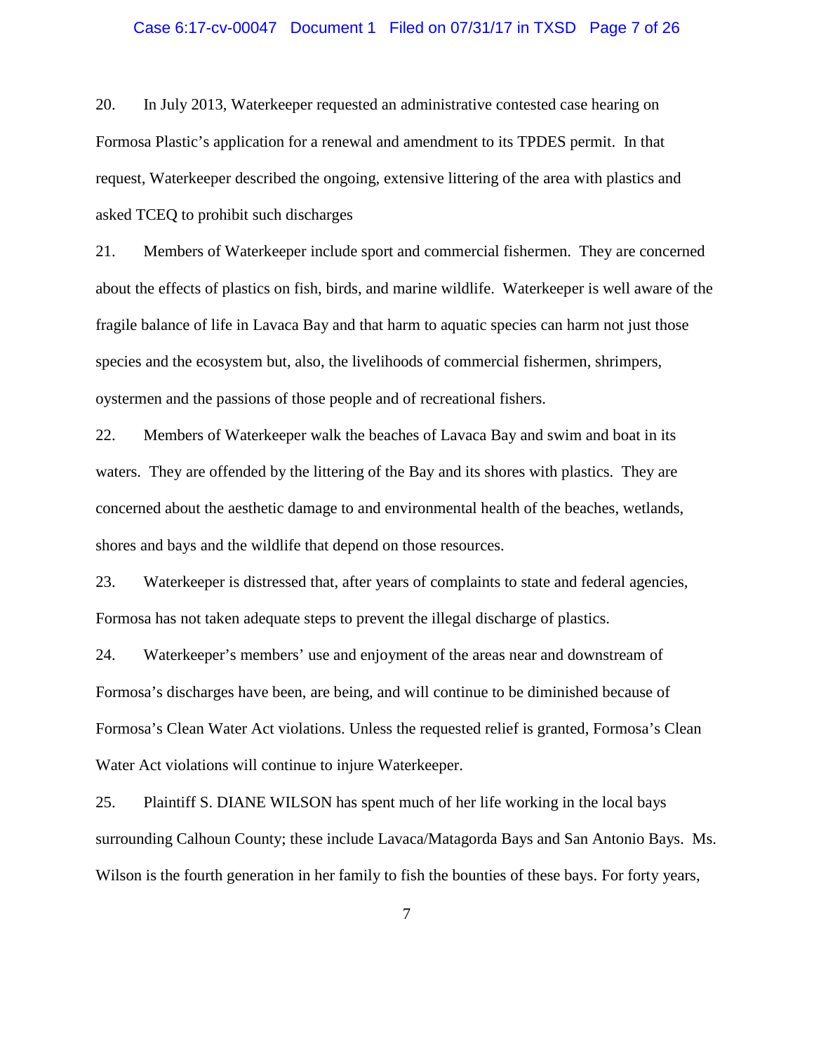20. In July 2013, Waterkeeper requested an administrative contested case hearing on Formosa Plastic's application for a renewal and amendment to its TPDES permit. In that request, Waterkeeper described the ongoing, extensive littering of the area with plastics and asked TCEQ to prohibit such discharges

21. Members of Waterkeeper include sport and commercial fishermen. They are concerned about the effects of plastics on fish, birds, and marine wildlife. Waterkeeper is well aware of the fragile balance of life in Lavaca Bay and that harm to aquatic species can harm not just those species and the ecosystem but, also, the livelihoods of commercial fishermen, shrimpers, oystermen and the passions of those people and of recreational fishers.

22. Members of Waterkeeper walk the beaches of Lavaca Bay and swim and boat in its waters. They are offended by the littering of the Bay and its shores with plastics. They are concerned about the aesthetic damage to and environmental health of the beaches, wetlands, shores and bays and the wildlife that depend on those resources.

23. Waterkeeper is distressed that, after years of complaints to state and federal agencies, Formosa has not taken adequate steps to prevent the illegal discharge of plastics.

24. Waterkeeper's members' use and enjoyment of the areas near and downstream of Formosa's discharges have been, are being, and will continue to be diminished because of Formosa's Clean Water Act violations. Unless the requested relief is granted, Formosa's Clean Water Act violations will continue to injure Waterkeeper.

25. Plaintiff S. DIANE WILSON has spent much of her life working in the local bays surrounding Calhoun County; these include Lavaca/Matagorda Bays and San Antonio Bays. Ms. Wilson is the fourth generation in her family to fish the bounties of these bays. For forty years,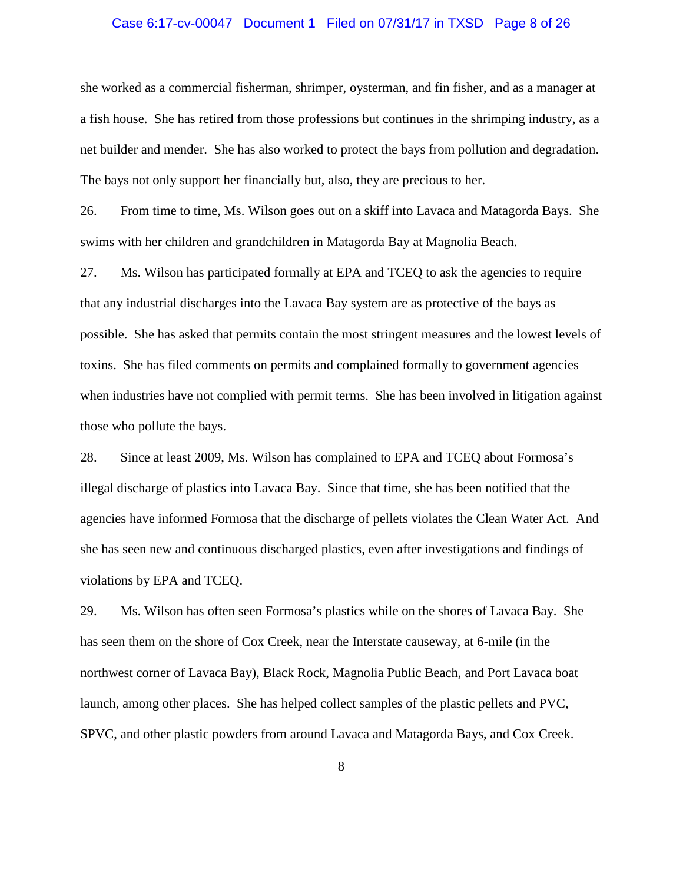she worked as a commercial fisherman, shrimper, oysterman, and fin fisher, and as a manager at a fish house. She has retired from those professions but continues in the shrimping industry, as a net builder and mender. She has also worked to protect the bays from pollution and degradation. The bays not only support her financially but, also, they are precious to her.

26. From time to time, Ms. Wilson goes out on a skiff into Lavaca and Matagorda Bays. She swims with her children and grandchildren in Matagorda Bay at Magnolia Beach.

27. Ms. Wilson has participated formally at EPA and TCEQ to ask the agencies to require that any industrial discharges into the Lavaca Bay system are as protective of the bays as possible. She has asked that permits contain the most stringent measures and the lowest levels of toxins. She has filed comments on permits and complained formally to government agencies when industries have not complied with permit terms. She has been involved in litigation against those who pollute the bays.

28. Since at least 2009, Ms. Wilson has complained to EPA and TCEQ about Formosa's illegal discharge of plastics into Lavaca Bay. Since that time, she has been notified that the agencies have informed Formosa that the discharge of pellets violates the Clean Water Act. And she has seen new and continuous discharged plastics, even after investigations and findings of violations by EPA and TCEQ.

29. Ms. Wilson has often seen Formosa's plastics while on the shores of Lavaca Bay. She has seen them on the shore of Cox Creek, near the Interstate causeway, at 6-mile (in the northwest corner of Lavaca Bay), Black Rock, Magnolia Public Beach, and Port Lavaca boat launch, among other places. She has helped collect samples of the plastic pellets and PVC, SPVC, and other plastic powders from around Lavaca and Matagorda Bays, and Cox Creek.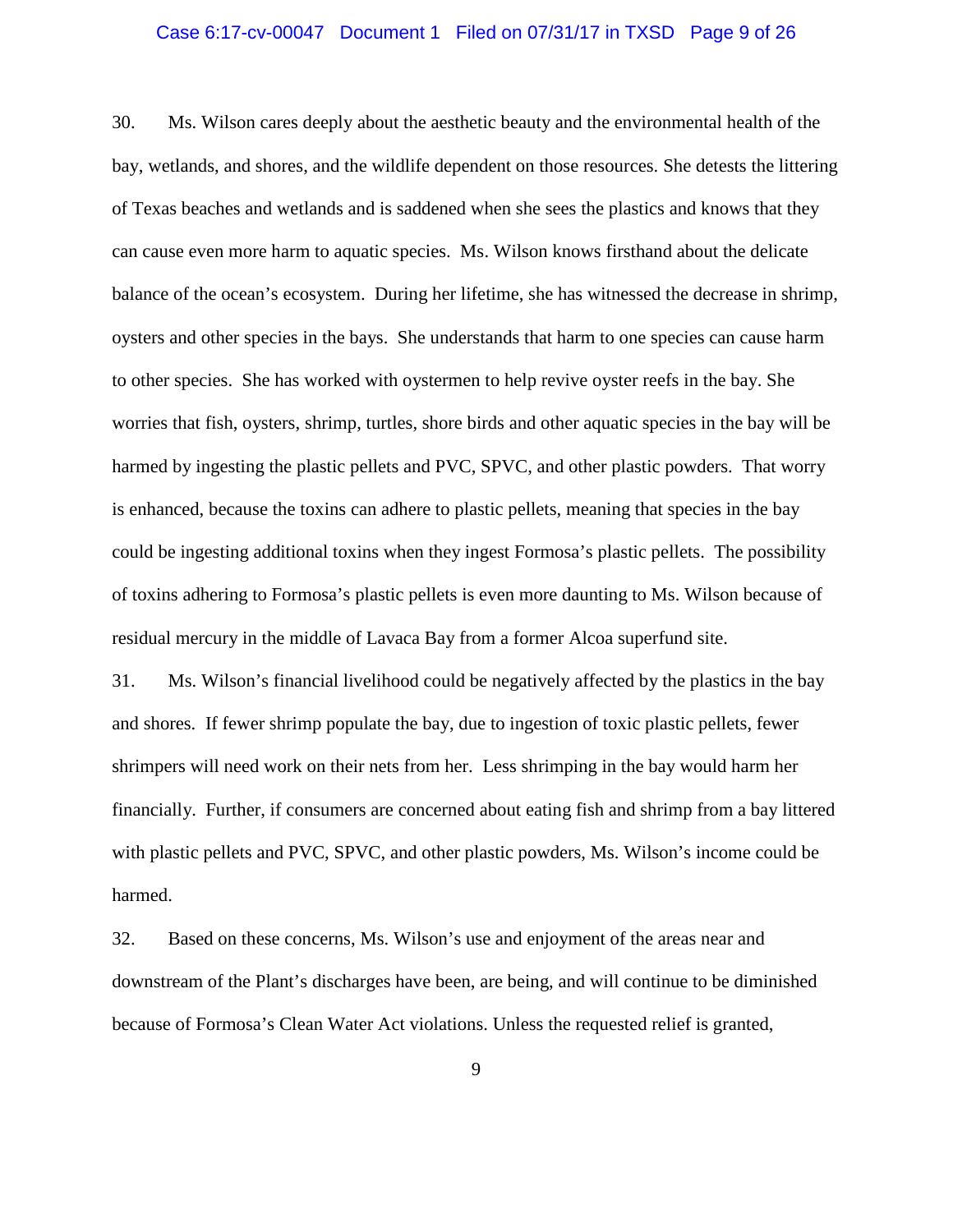30. Ms. Wilson cares deeply about the aesthetic beauty and the environmental health of the bay, wetlands, and shores, and the wildlife dependent on those resources. She detests the littering of Texas beaches and wetlands and is saddened when she sees the plastics and knows that they can cause even more harm to aquatic species. Ms. Wilson knows firsthand about the delicate balance of the ocean's ecosystem. During her lifetime, she has witnessed the decrease in shrimp, oysters and other species in the bays. She understands that harm to one species can cause harm to other species. She has worked with oystermen to help revive oyster reefs in the bay. She worries that fish, oysters, shrimp, turtles, shore birds and other aquatic species in the bay will be harmed by ingesting the plastic pellets and PVC, SPVC, and other plastic powders. That worry is enhanced, because the toxins can adhere to plastic pellets, meaning that species in the bay could be ingesting additional toxins when they ingest Formosa's plastic pellets. The possibility of toxins adhering to Formosa's plastic pellets is even more daunting to Ms. Wilson because of residual mercury in the middle of Lavaca Bay from a former Alcoa superfund site.

31. Ms. Wilson's financial livelihood could be negatively affected by the plastics in the bay and shores. If fewer shrimp populate the bay, due to ingestion of toxic plastic pellets, fewer shrimpers will need work on their nets from her. Less shrimping in the bay would harm her financially. Further, if consumers are concerned about eating fish and shrimp from a bay littered with plastic pellets and PVC, SPVC, and other plastic powders, Ms. Wilson's income could be harmed.

32. Based on these concerns, Ms. Wilson's use and enjoyment of the areas near and downstream of the Plant's discharges have been, are being, and will continue to be diminished because of Formosa's Clean Water Act violations. Unless the requested relief is granted,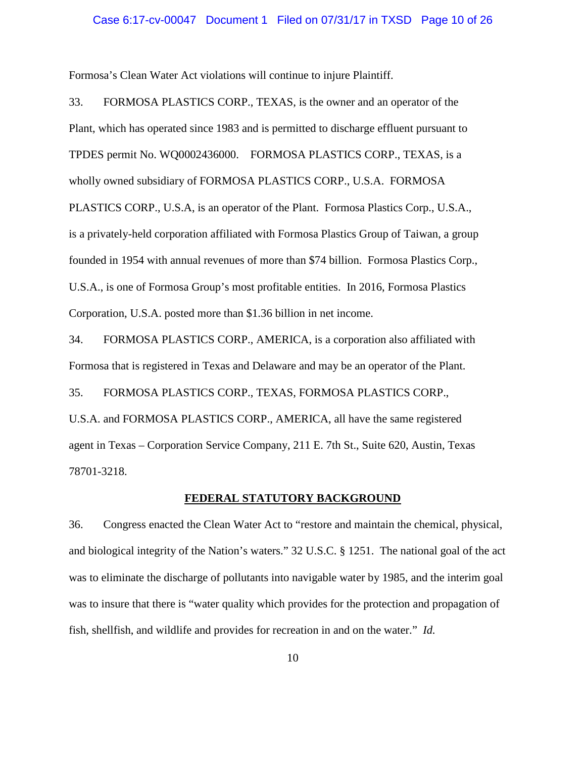Formosa's Clean Water Act violations will continue to injure Plaintiff.

33. FORMOSA PLASTICS CORP., TEXAS, is the owner and an operator of the Plant, which has operated since 1983 and is permitted to discharge effluent pursuant to TPDES permit No. WQ0002436000. FORMOSA PLASTICS CORP., TEXAS, is a wholly owned subsidiary of FORMOSA PLASTICS CORP., U.S.A. FORMOSA PLASTICS CORP., U.S.A, is an operator of the Plant. Formosa Plastics Corp., U.S.A., is a privately-held corporation affiliated with Formosa Plastics Group of Taiwan, a group founded in 1954 with annual revenues of more than $74 billion. Formosa Plastics Corp., U.S.A., is one of Formosa Group's most profitable entities. In 2016, Formosa Plastics Corporation, U.S.A. posted more than $1.36 billion in net income.

34. FORMOSA PLASTICS CORP., AMERICA, is a corporation also affiliated with Formosa that is registered in Texas and Delaware and may be an operator of the Plant.

35. FORMOSA PLASTICS CORP., TEXAS, FORMOSA PLASTICS CORP., U.S.A. and FORMOSA PLASTICS CORP., AMERICA, all have the same registered agent in Texas – Corporation Service Company, 211 E. 7th St., Suite 620, Austin, Texas 78701-3218.

## FEDERAL STATUTORY BACKGROUND

36. Congress enacted the Clean Water Act to "restore and maintain the chemical, physical, and biological integrity of the Nation's waters." 32 U.S.C. § 1251. The national goal of the act was to eliminate the discharge of pollutants into navigable water by 1985, and the interim goal was to insure that there is "water quality which provides for the protection and propagation of fish, shellfish, and wildlife and provides for recreation in and on the water." *Id.*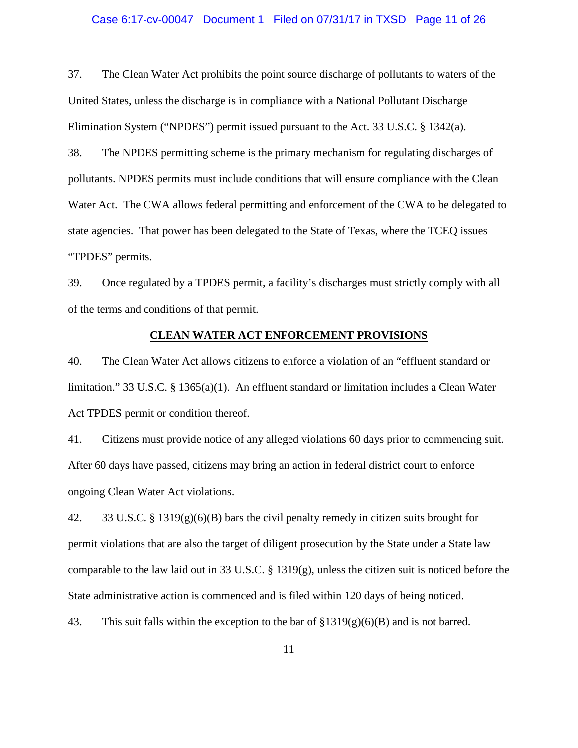37. The Clean Water Act prohibits the point source discharge of pollutants to waters of the United States, unless the discharge is in compliance with a National Pollutant Discharge Elimination System ("NPDES") permit issued pursuant to the Act. 33 U.S.C. § 1342(a).

38. The NPDES permitting scheme is the primary mechanism for regulating discharges of pollutants. NPDES permits must include conditions that will ensure compliance with the Clean Water Act. The CWA allows federal permitting and enforcement of the CWA to be delegated to state agencies. That power has been delegated to the State of Texas, where the TCEQ issues "TPDES" permits.

39. Once regulated by a TPDES permit, a facility's discharges must strictly comply with all of the terms and conditions of that permit.

## CLEAN WATER ACT ENFORCEMENT PROVISIONS

40. The Clean Water Act allows citizens to enforce a violation of an "effluent standard or limitation." 33 U.S.C. § 1365(a)(1). An effluent standard or limitation includes a Clean Water Act TPDES permit or condition thereof.

41. Citizens must provide notice of any alleged violations 60 days prior to commencing suit. After 60 days have passed, citizens may bring an action in federal district court to enforce ongoing Clean Water Act violations.

42. 33 U.S.C. § 1319(g)(6)(B) bars the civil penalty remedy in citizen suits brought for permit violations that are also the target of diligent prosecution by the State under a State law comparable to the law laid out in 33 U.S.C. § 1319(g), unless the citizen suit is noticed before the State administrative action is commenced and is filed within 120 days of being noticed.

43. This suit falls within the exception to the bar of §1319(g)(6)(B) and is not barred.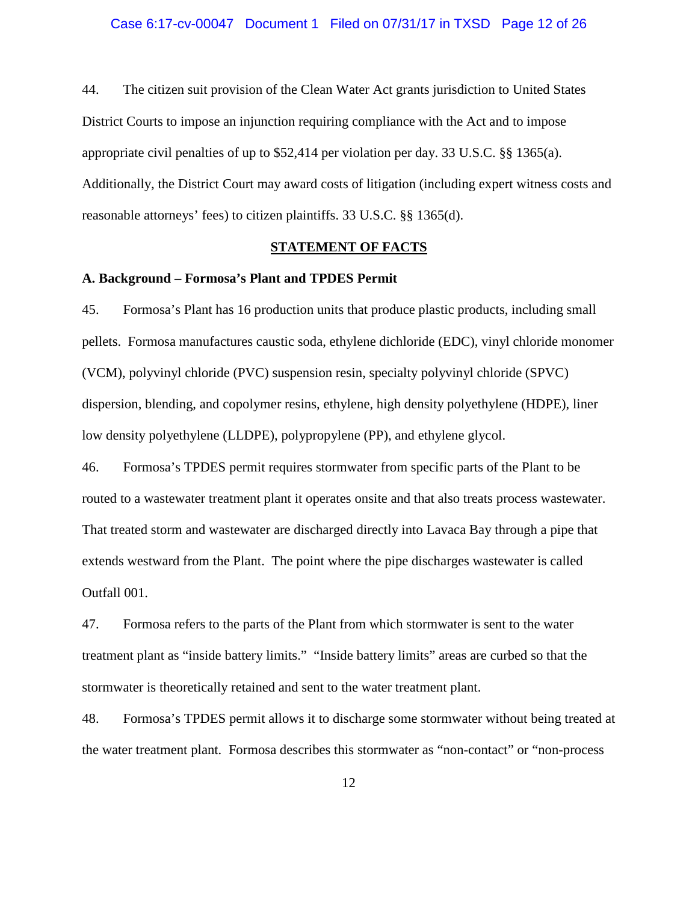44. The citizen suit provision of the Clean Water Act grants jurisdiction to United States District Courts to impose an injunction requiring compliance with the Act and to impose appropriate civil penalties of up to $52,414 per violation per day. 33 U.S.C. §§ 1365(a). Additionally, the District Court may award costs of litigation (including expert witness costs and reasonable attorneys' fees) to citizen plaintiffs. 33 U.S.C. §§ 1365(d).

## STATEMENT OF FACTS

### A. Background – Formosa's Plant and TPDES Permit

45. Formosa's Plant has 16 production units that produce plastic products, including small pellets. Formosa manufactures caustic soda, ethylene dichloride (EDC), vinyl chloride monomer (VCM), polyvinyl chloride (PVC) suspension resin, specialty polyvinyl chloride (SPVC) dispersion, blending, and copolymer resins, ethylene, high density polyethylene (HDPE), liner low density polyethylene (LLDPE), polypropylene (PP), and ethylene glycol.

46. Formosa's TPDES permit requires stormwater from specific parts of the Plant to be routed to a wastewater treatment plant it operates onsite and that also treats process wastewater. That treated storm and wastewater are discharged directly into Lavaca Bay through a pipe that extends westward from the Plant. The point where the pipe discharges wastewater is called Outfall 001.

47. Formosa refers to the parts of the Plant from which stormwater is sent to the water treatment plant as "inside battery limits." "Inside battery limits" areas are curbed so that the stormwater is theoretically retained and sent to the water treatment plant.

48. Formosa's TPDES permit allows it to discharge some stormwater without being treated at the water treatment plant. Formosa describes this stormwater as "non-contact" or "non-process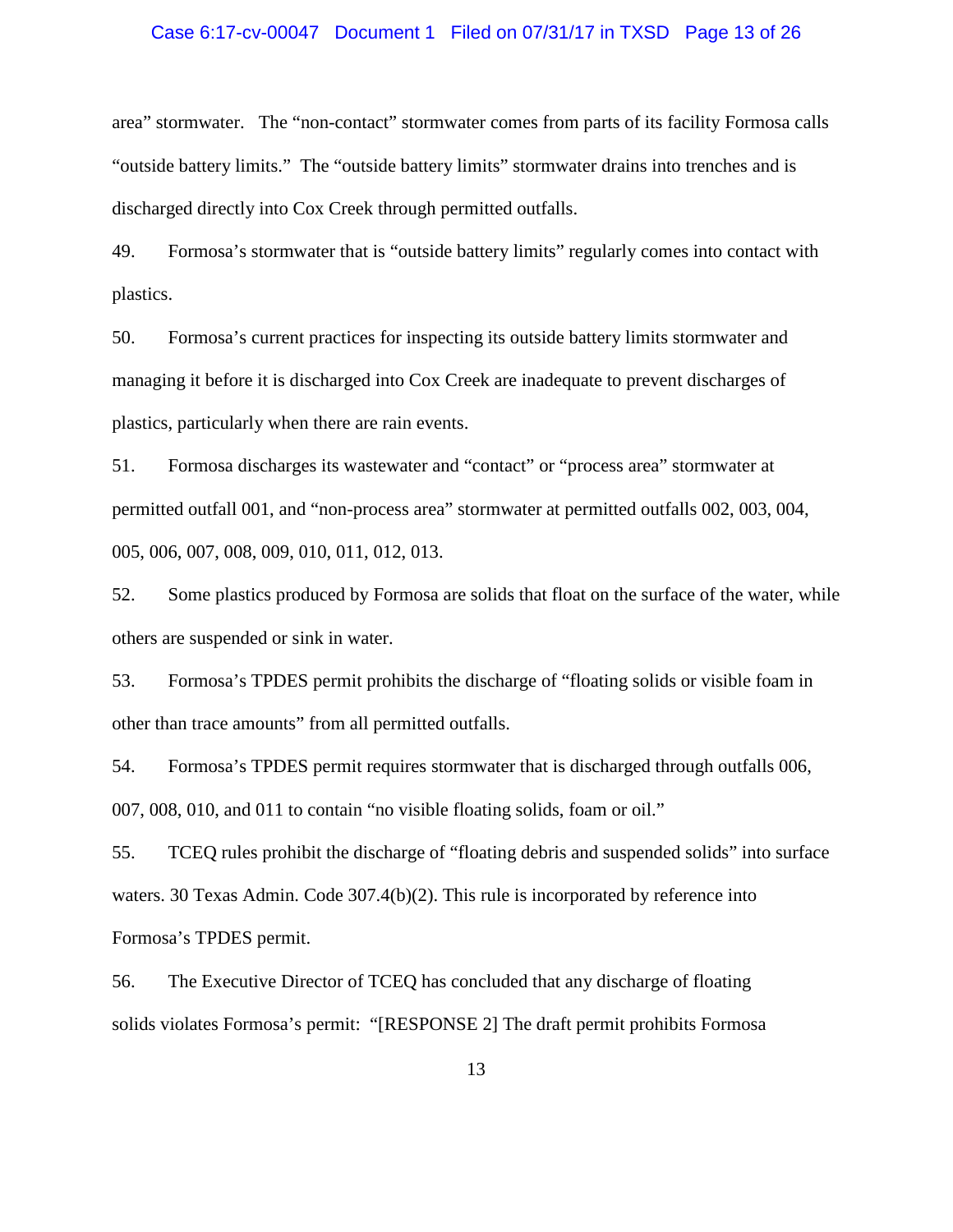area" stormwater. The "non-contact" stormwater comes from parts of its facility Formosa calls "outside battery limits." The "outside battery limits" stormwater drains into trenches and is discharged directly into Cox Creek through permitted outfalls.

49. Formosa's stormwater that is "outside battery limits" regularly comes into contact with plastics.

50. Formosa's current practices for inspecting its outside battery limits stormwater and managing it before it is discharged into Cox Creek are inadequate to prevent discharges of plastics, particularly when there are rain events.

51. Formosa discharges its wastewater and "contact" or "process area" stormwater at permitted outfall 001, and "non-process area" stormwater at permitted outfalls 002, 003, 004, 005, 006, 007, 008, 009, 010, 011, 012, 013.

52. Some plastics produced by Formosa are solids that float on the surface of the water, while others are suspended or sink in water.

53. Formosa's TPDES permit prohibits the discharge of "floating solids or visible foam in other than trace amounts" from all permitted outfalls.

54. Formosa's TPDES permit requires stormwater that is discharged through outfalls 006, 007, 008, 010, and 011 to contain "no visible floating solids, foam or oil."

55. TCEQ rules prohibit the discharge of "floating debris and suspended solids" into surface waters. 30 Texas Admin. Code 307.4(b)(2). This rule is incorporated by reference into Formosa's TPDES permit.

56. The Executive Director of TCEQ has concluded that any discharge of floating solids violates Formosa's permit: "[RESPONSE 2] The draft permit prohibits Formosa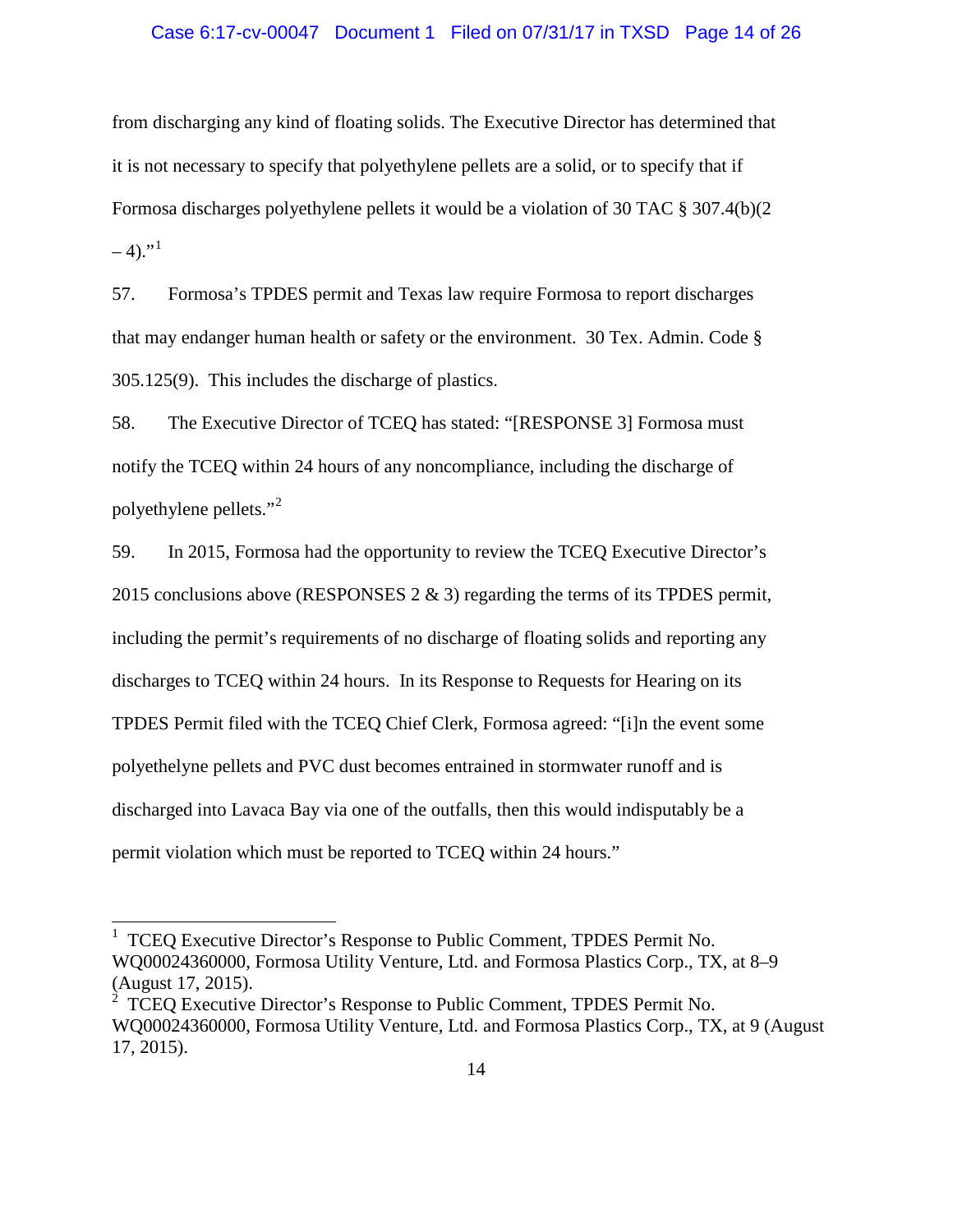from discharging any kind of floating solids. The Executive Director has determined that it is not necessary to specify that polyethylene pellets are a solid, or to specify that if Formosa discharges polyethylene pellets it would be a violation of 30 TAC § 307.4(b)(2 – 4)."[1]

57. Formosa's TPDES permit and Texas law require Formosa to report discharges that may endanger human health or safety or the environment. 30 Tex. Admin. Code § 305.125(9). This includes the discharge of plastics.

58. The Executive Director of TCEQ has stated: "[RESPONSE 3] Formosa must notify the TCEQ within 24 hours of any noncompliance, including the discharge of polyethylene pellets."[2]

59. In 2015, Formosa had the opportunity to review the TCEQ Executive Director's 2015 conclusions above (RESPONSES 2 & 3) regarding the terms of its TPDES permit, including the permit's requirements of no discharge of floating solids and reporting any discharges to TCEQ within 24 hours. In its Response to Requests for Hearing on its TPDES Permit filed with the TCEQ Chief Clerk, Formosa agreed: "[i]n the event some polyethelyne pellets and PVC dust becomes entrained in stormwater runoff and is discharged into Lavaca Bay via one of the outfalls, then this would indisputably be a permit violation which must be reported to TCEQ within 24 hours."

---

[1] TCEQ Executive Director's Response to Public Comment, TPDES Permit No. WQ00024360000, Formosa Utility Venture, Ltd. and Formosa Plastics Corp., TX, at 8–9 (August 17, 2015).

[2] TCEQ Executive Director's Response to Public Comment, TPDES Permit No. WQ00024360000, Formosa Utility Venture, Ltd. and Formosa Plastics Corp., TX, at 9 (August 17, 2015).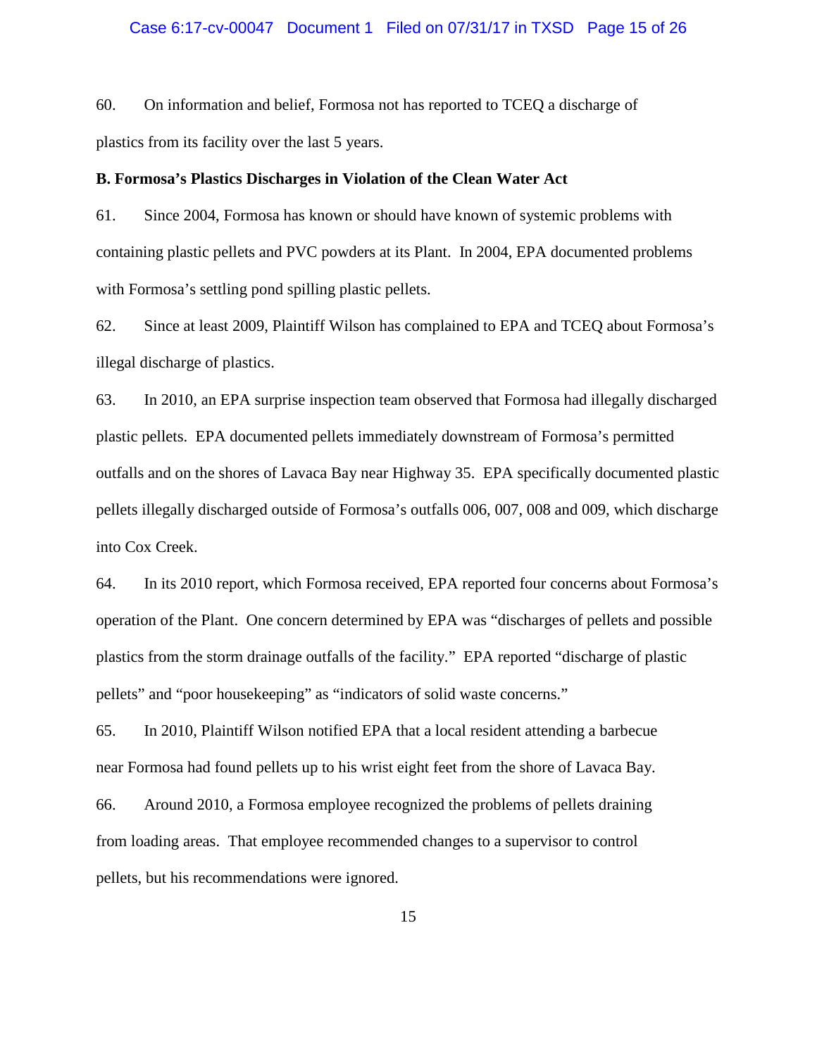60. On information and belief, Formosa not has reported to TCEQ a discharge of plastics from its facility over the last 5 years.

**B. Formosa's Plastics Discharges in Violation of the Clean Water Act**

61. Since 2004, Formosa has known or should have known of systemic problems with containing plastic pellets and PVC powders at its Plant. In 2004, EPA documented problems with Formosa's settling pond spilling plastic pellets.

62. Since at least 2009, Plaintiff Wilson has complained to EPA and TCEQ about Formosa's illegal discharge of plastics.

63. In 2010, an EPA surprise inspection team observed that Formosa had illegally discharged plastic pellets. EPA documented pellets immediately downstream of Formosa's permitted outfalls and on the shores of Lavaca Bay near Highway 35. EPA specifically documented plastic pellets illegally discharged outside of Formosa's outfalls 006, 007, 008 and 009, which discharge into Cox Creek.

64. In its 2010 report, which Formosa received, EPA reported four concerns about Formosa's operation of the Plant. One concern determined by EPA was "discharges of pellets and possible plastics from the storm drainage outfalls of the facility." EPA reported "discharge of plastic pellets" and "poor housekeeping" as "indicators of solid waste concerns."

65. In 2010, Plaintiff Wilson notified EPA that a local resident attending a barbecue near Formosa had found pellets up to his wrist eight feet from the shore of Lavaca Bay.

66. Around 2010, a Formosa employee recognized the problems of pellets draining from loading areas. That employee recommended changes to a supervisor to control pellets, but his recommendations were ignored.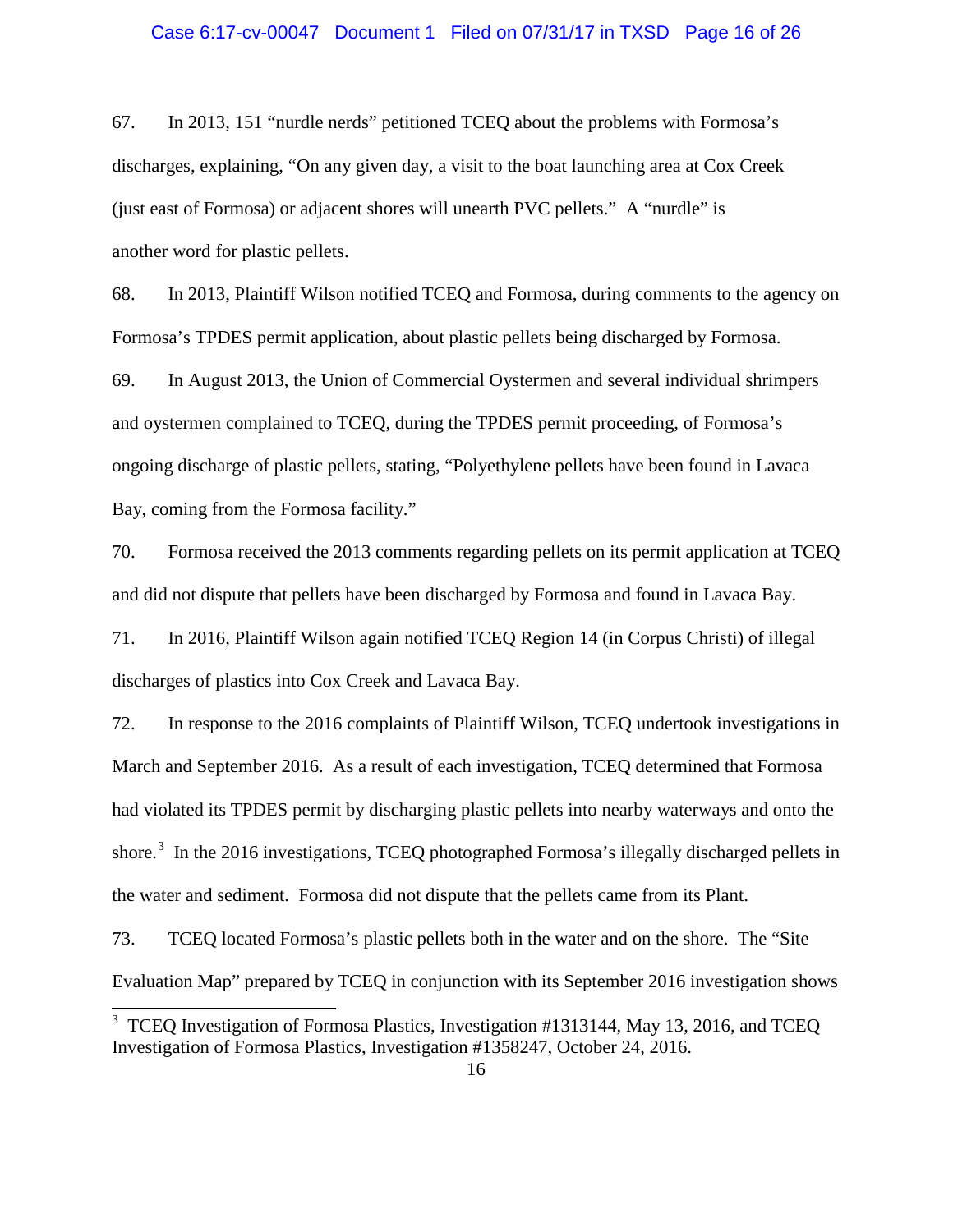67. In 2013, 151 "nurdle nerds" petitioned TCEQ about the problems with Formosa's discharges, explaining, "On any given day, a visit to the boat launching area at Cox Creek (just east of Formosa) or adjacent shores will unearth PVC pellets." A "nurdle" is another word for plastic pellets.

68. In 2013, Plaintiff Wilson notified TCEQ and Formosa, during comments to the agency on Formosa's TPDES permit application, about plastic pellets being discharged by Formosa.

69. In August 2013, the Union of Commercial Oystermen and several individual shrimpers and oystermen complained to TCEQ, during the TPDES permit proceeding, of Formosa's ongoing discharge of plastic pellets, stating, "Polyethylene pellets have been found in Lavaca Bay, coming from the Formosa facility."

70. Formosa received the 2013 comments regarding pellets on its permit application at TCEQ and did not dispute that pellets have been discharged by Formosa and found in Lavaca Bay.

71. In 2016, Plaintiff Wilson again notified TCEQ Region 14 (in Corpus Christi) of illegal discharges of plastics into Cox Creek and Lavaca Bay.

72. In response to the 2016 complaints of Plaintiff Wilson, TCEQ undertook investigations in March and September 2016. As a result of each investigation, TCEQ determined that Formosa had violated its TPDES permit by discharging plastic pellets into nearby waterways and onto the shore.[3] In the 2016 investigations, TCEQ photographed Formosa's illegally discharged pellets in the water and sediment. Formosa did not dispute that the pellets came from its Plant.

73. TCEQ located Formosa's plastic pellets both in the water and on the shore. The "Site Evaluation Map" prepared by TCEQ in conjunction with its September 2016 investigation shows

[3] TCEQ Investigation of Formosa Plastics, Investigation #1313144, May 13, 2016, and TCEQ Investigation of Formosa Plastics, Investigation #1358247, October 24, 2016.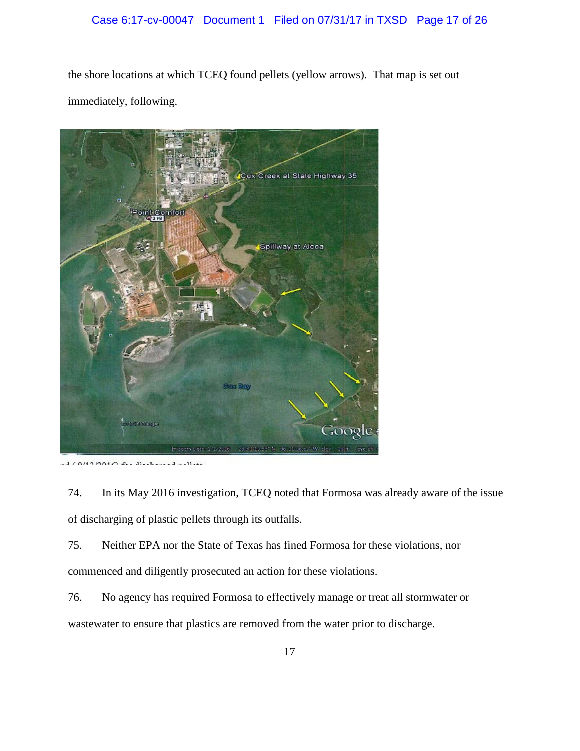the shore locations at which TCEQ found pellets (yellow arrows). That map is set out immediately, following.

Cox Creek at State Highway 35

Point Comfort

Spillway at Alcoa

Cox Bay

74. In its May 2016 investigation, TCEQ noted that Formosa was already aware of the issue of discharging of plastic pellets through its outfalls.

75. Neither EPA nor the State of Texas has fined Formosa for these violations, nor commenced and diligently prosecuted an action for these violations.

76. No agency has required Formosa to effectively manage or treat all stormwater or wastewater to ensure that plastics are removed from the water prior to discharge.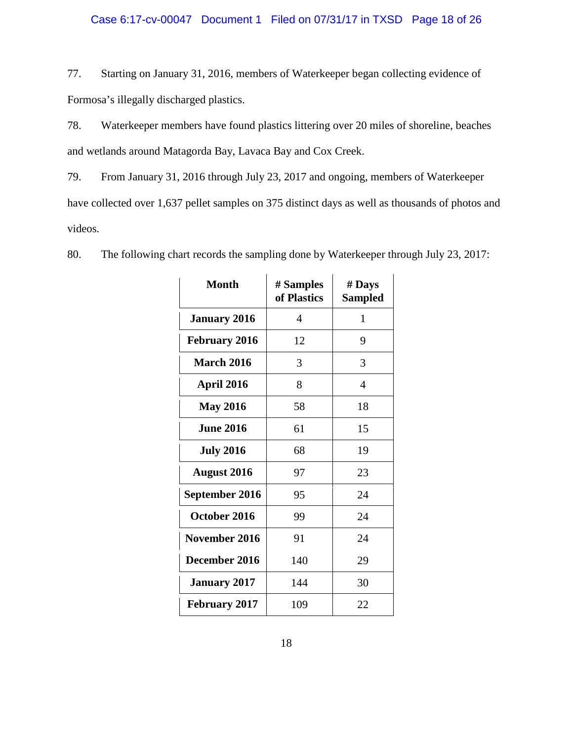77. Starting on January 31, 2016, members of Waterkeeper began collecting evidence of Formosa's illegally discharged plastics.

78. Waterkeeper members have found plastics littering over 20 miles of shoreline, beaches and wetlands around Matagorda Bay, Lavaca Bay and Cox Creek.

79. From January 31, 2016 through July 23, 2017 and ongoing, members of Waterkeeper have collected over 1,637 pellet samples on 375 distinct days as well as thousands of photos and videos.

80. The following chart records the sampling done by Waterkeeper through July 23, 2017:

| Month | # Samples of Plastics | # Days Sampled |
|---|---|---|
| **January 2016** | 4 | 1 |
| **February 2016** | 12 | 9 |
| **March 2016** | 3 | 3 |
| **April 2016** | 8 | 4 |
| **May 2016** | 58 | 18 |
| **June 2016** | 61 | 15 |
| **July 2016** | 68 | 19 |
| **August 2016** | 97 | 23 |
| **September 2016** | 95 | 24 |
| **October 2016** | 99 | 24 |
| **November 2016** | 91 | 24 |
| **December 2016** | 140 | 29 |
| **January 2017** | 144 | 30 |
| **February 2017** | 109 | 22 |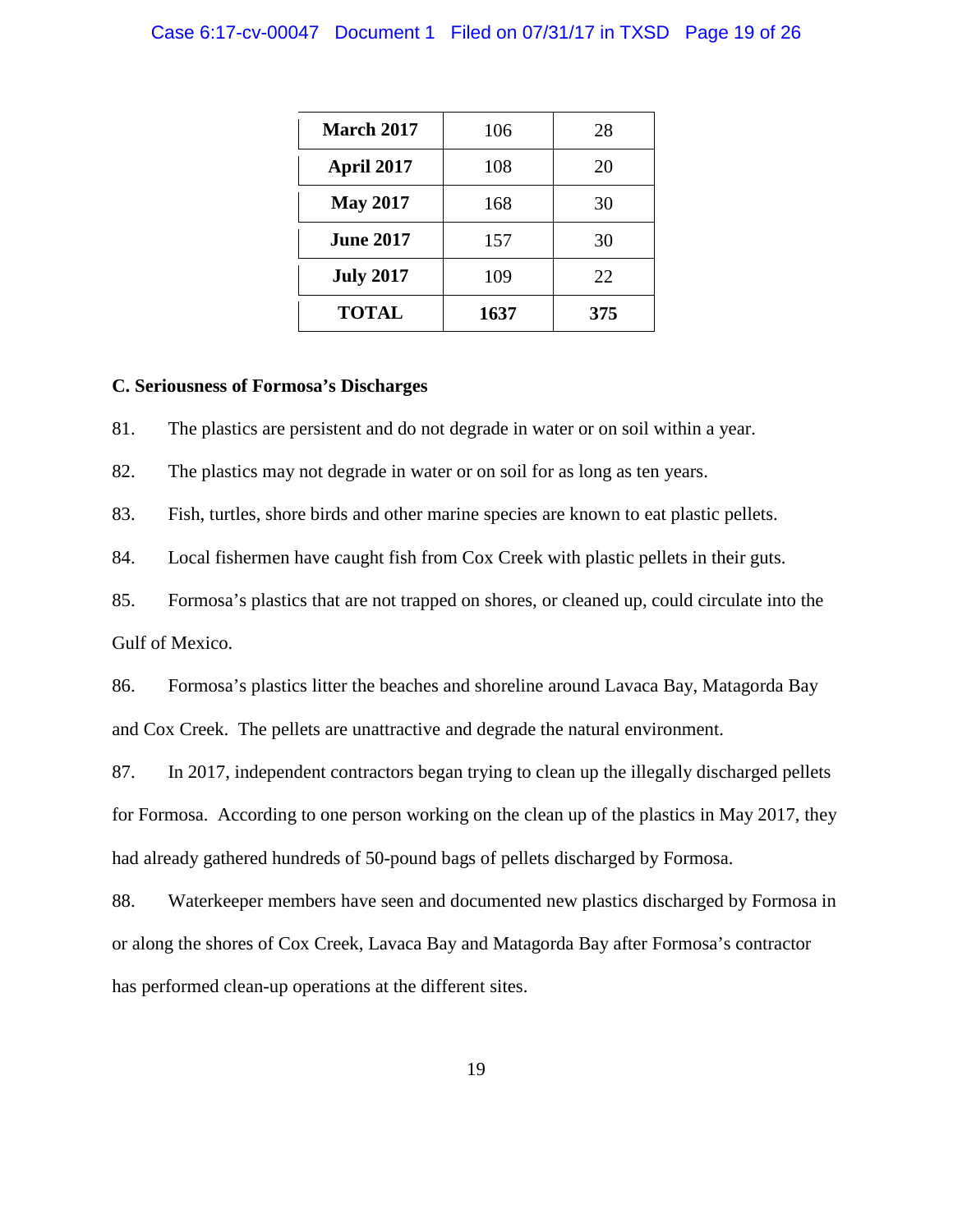| | | |
|---|---|---|
| **March 2017** | 106 | 28 |
| **April 2017** | 108 | 20 |
| **May 2017** | 168 | 30 |
| **June 2017** | 157 | 30 |
| **July 2017** | 109 | 22 |
| **TOTAL** | **1637** | **375** |

**C. Seriousness of Formosa's Discharges**

81. The plastics are persistent and do not degrade in water or on soil within a year.

82. The plastics may not degrade in water or on soil for as long as ten years.

83. Fish, turtles, shore birds and other marine species are known to eat plastic pellets.

84. Local fishermen have caught fish from Cox Creek with plastic pellets in their guts.

85. Formosa's plastics that are not trapped on shores, or cleaned up, could circulate into the Gulf of Mexico.

86. Formosa's plastics litter the beaches and shoreline around Lavaca Bay, Matagorda Bay and Cox Creek. The pellets are unattractive and degrade the natural environment.

87. In 2017, independent contractors began trying to clean up the illegally discharged pellets for Formosa. According to one person working on the clean up of the plastics in May 2017, they had already gathered hundreds of 50-pound bags of pellets discharged by Formosa.

88. Waterkeeper members have seen and documented new plastics discharged by Formosa in or along the shores of Cox Creek, Lavaca Bay and Matagorda Bay after Formosa's contractor has performed clean-up operations at the different sites.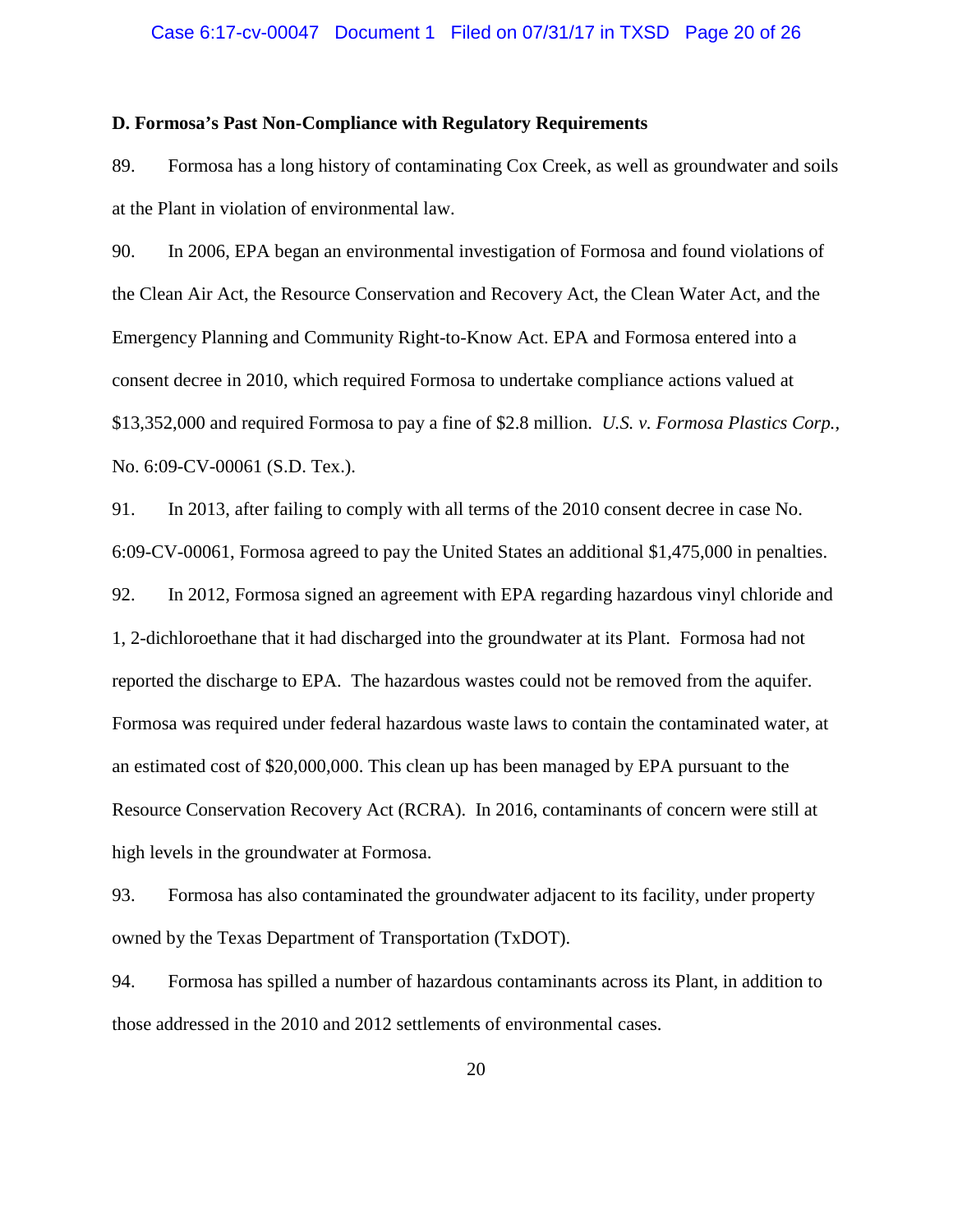**D. Formosa's Past Non-Compliance with Regulatory Requirements**

89. Formosa has a long history of contaminating Cox Creek, as well as groundwater and soils at the Plant in violation of environmental law.

90. In 2006, EPA began an environmental investigation of Formosa and found violations of the Clean Air Act, the Resource Conservation and Recovery Act, the Clean Water Act, and the Emergency Planning and Community Right-to-Know Act. EPA and Formosa entered into a consent decree in 2010, which required Formosa to undertake compliance actions valued at \$13,352,000 and required Formosa to pay a fine of \$2.8 million. *U.S. v. Formosa Plastics Corp.*, No. 6:09-CV-00061 (S.D. Tex.).

91. In 2013, after failing to comply with all terms of the 2010 consent decree in case No. 6:09-CV-00061, Formosa agreed to pay the United States an additional \$1,475,000 in penalties.

92. In 2012, Formosa signed an agreement with EPA regarding hazardous vinyl chloride and 1, 2-dichloroethane that it had discharged into the groundwater at its Plant. Formosa had not reported the discharge to EPA. The hazardous wastes could not be removed from the aquifer. Formosa was required under federal hazardous waste laws to contain the contaminated water, at an estimated cost of \$20,000,000. This clean up has been managed by EPA pursuant to the Resource Conservation Recovery Act (RCRA). In 2016, contaminants of concern were still at high levels in the groundwater at Formosa.

93. Formosa has also contaminated the groundwater adjacent to its facility, under property owned by the Texas Department of Transportation (TxDOT).

94. Formosa has spilled a number of hazardous contaminants across its Plant, in addition to those addressed in the 2010 and 2012 settlements of environmental cases.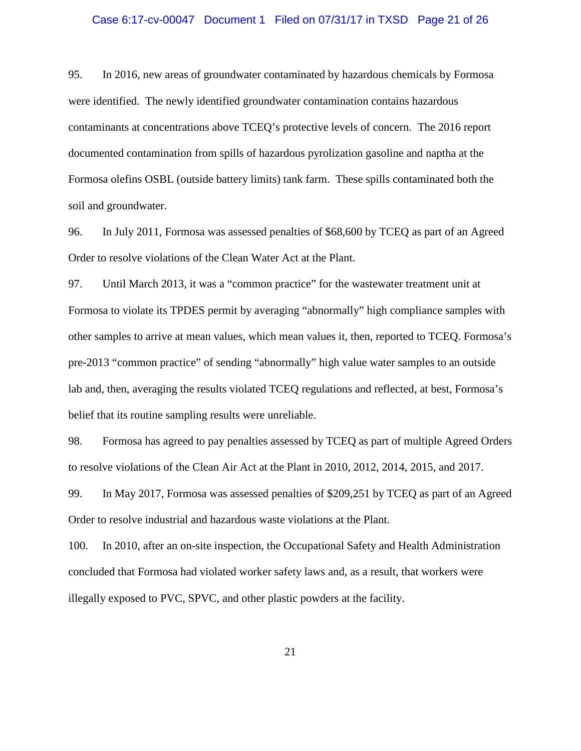95. In 2016, new areas of groundwater contaminated by hazardous chemicals by Formosa were identified. The newly identified groundwater contamination contains hazardous contaminants at concentrations above TCEQ's protective levels of concern. The 2016 report documented contamination from spills of hazardous pyrolization gasoline and naptha at the Formosa olefins OSBL (outside battery limits) tank farm. These spills contaminated both the soil and groundwater.

96. In July 2011, Formosa was assessed penalties of $68,600 by TCEQ as part of an Agreed Order to resolve violations of the Clean Water Act at the Plant.

97. Until March 2013, it was a "common practice" for the wastewater treatment unit at Formosa to violate its TPDES permit by averaging "abnormally" high compliance samples with other samples to arrive at mean values, which mean values it, then, reported to TCEQ. Formosa's pre-2013 "common practice" of sending "abnormally" high value water samples to an outside lab and, then, averaging the results violated TCEQ regulations and reflected, at best, Formosa's belief that its routine sampling results were unreliable.

98. Formosa has agreed to pay penalties assessed by TCEQ as part of multiple Agreed Orders to resolve violations of the Clean Air Act at the Plant in 2010, 2012, 2014, 2015, and 2017.

99. In May 2017, Formosa was assessed penalties of $209,251 by TCEQ as part of an Agreed Order to resolve industrial and hazardous waste violations at the Plant.

100. In 2010, after an on-site inspection, the Occupational Safety and Health Administration concluded that Formosa had violated worker safety laws and, as a result, that workers were illegally exposed to PVC, SPVC, and other plastic powders at the facility.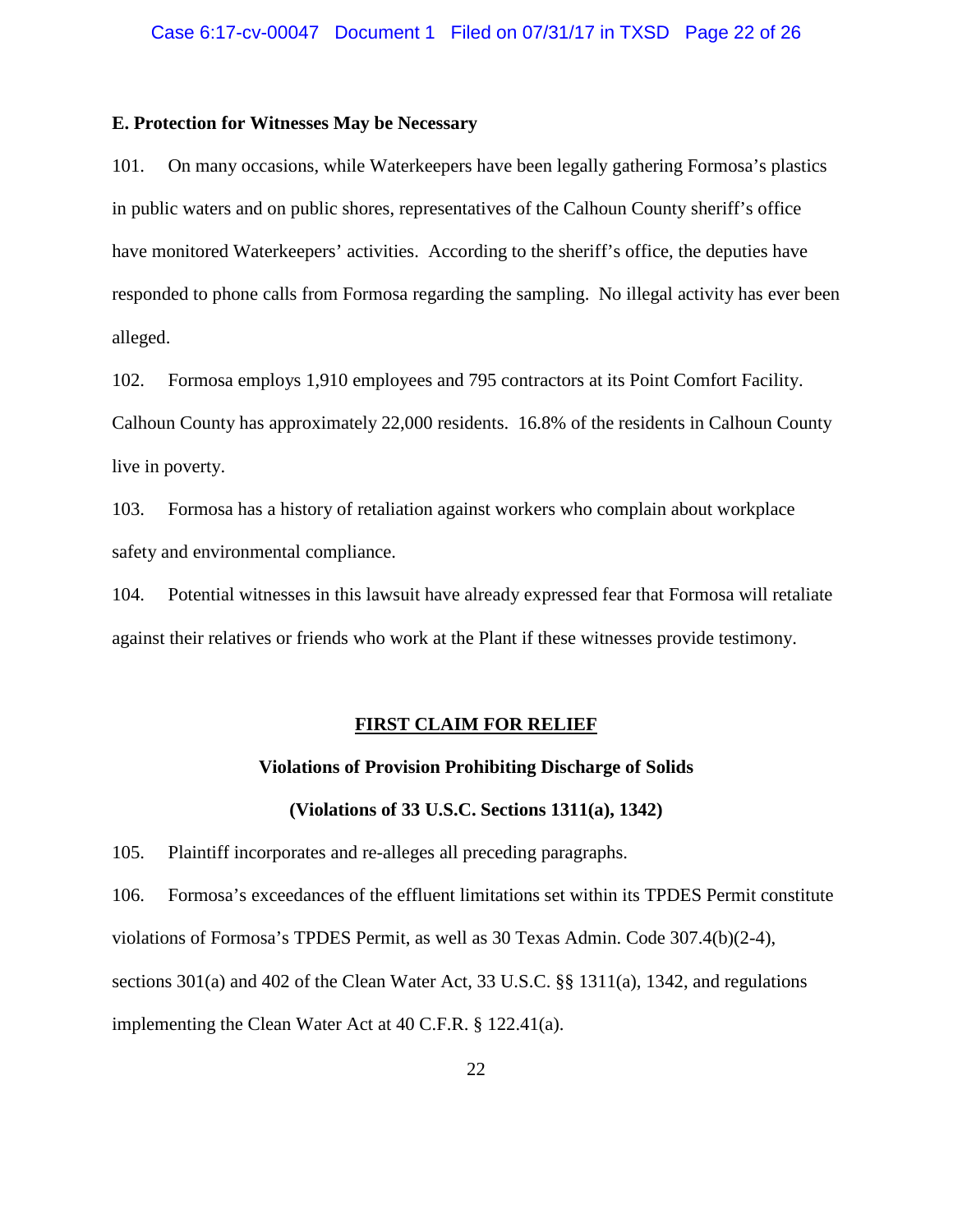**E. Protection for Witnesses May be Necessary**

101. On many occasions, while Waterkeepers have been legally gathering Formosa's plastics in public waters and on public shores, representatives of the Calhoun County sheriff's office have monitored Waterkeepers' activities. According to the sheriff's office, the deputies have responded to phone calls from Formosa regarding the sampling. No illegal activity has ever been alleged.

102. Formosa employs 1,910 employees and 795 contractors at its Point Comfort Facility. Calhoun County has approximately 22,000 residents. 16.8% of the residents in Calhoun County live in poverty.

103. Formosa has a history of retaliation against workers who complain about workplace safety and environmental compliance.

104. Potential witnesses in this lawsuit have already expressed fear that Formosa will retaliate against their relatives or friends who work at the Plant if these witnesses provide testimony.

**FIRST CLAIM FOR RELIEF**

**Violations of Provision Prohibiting Discharge of Solids**

**(Violations of 33 U.S.C. Sections 1311(a), 1342)**

105. Plaintiff incorporates and re-alleges all preceding paragraphs.

106. Formosa's exceedances of the effluent limitations set within its TPDES Permit constitute violations of Formosa's TPDES Permit, as well as 30 Texas Admin. Code 307.4(b)(2-4), sections 301(a) and 402 of the Clean Water Act, 33 U.S.C. §§ 1311(a), 1342, and regulations implementing the Clean Water Act at 40 C.F.R. § 122.41(a).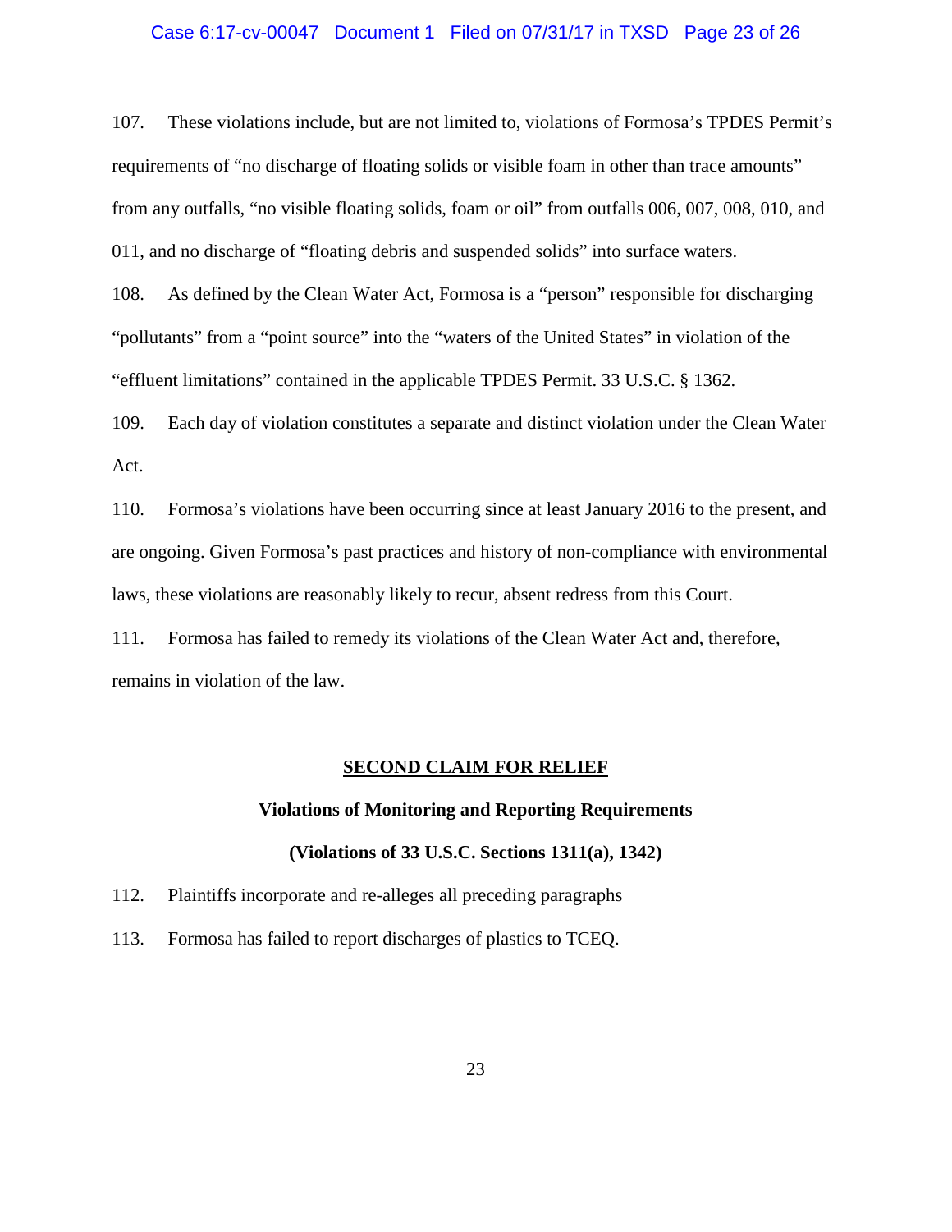107. These violations include, but are not limited to, violations of Formosa's TPDES Permit's requirements of "no discharge of floating solids or visible foam in other than trace amounts" from any outfalls, "no visible floating solids, foam or oil" from outfalls 006, 007, 008, 010, and 011, and no discharge of "floating debris and suspended solids" into surface waters.

108. As defined by the Clean Water Act, Formosa is a "person" responsible for discharging "pollutants" from a "point source" into the "waters of the United States" in violation of the "effluent limitations" contained in the applicable TPDES Permit. 33 U.S.C. § 1362.

109. Each day of violation constitutes a separate and distinct violation under the Clean Water Act.

110. Formosa's violations have been occurring since at least January 2016 to the present, and are ongoing. Given Formosa's past practices and history of non-compliance with environmental laws, these violations are reasonably likely to recur, absent redress from this Court.

111. Formosa has failed to remedy its violations of the Clean Water Act and, therefore, remains in violation of the law.

## SECOND CLAIM FOR RELIEF

### Violations of Monitoring and Reporting Requirements

### (Violations of 33 U.S.C. Sections 1311(a), 1342)

112. Plaintiffs incorporate and re-alleges all preceding paragraphs

113. Formosa has failed to report discharges of plastics to TCEQ.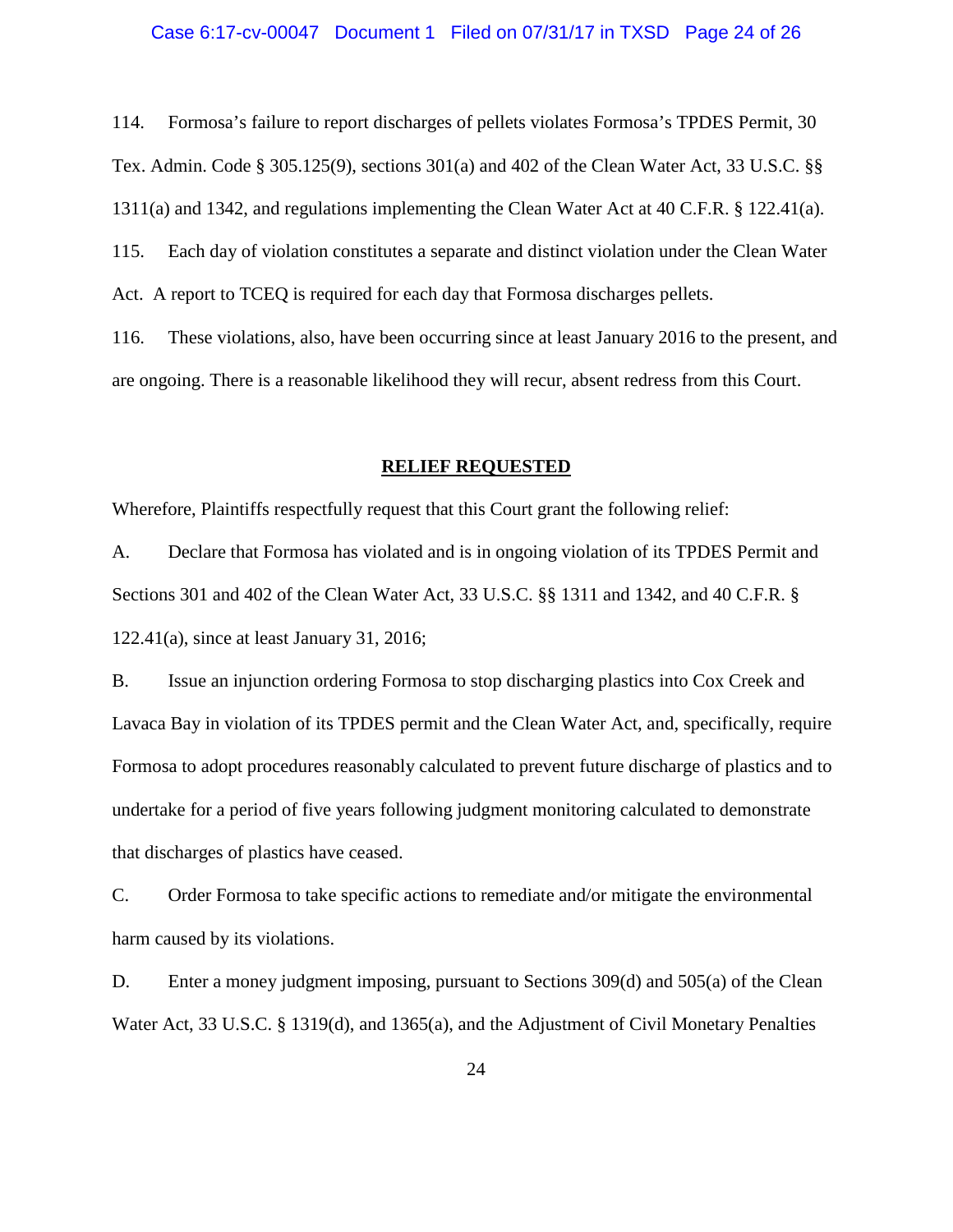114. Formosa's failure to report discharges of pellets violates Formosa's TPDES Permit, 30 Tex. Admin. Code § 305.125(9), sections 301(a) and 402 of the Clean Water Act, 33 U.S.C. §§ 1311(a) and 1342, and regulations implementing the Clean Water Act at 40 C.F.R. § 122.41(a).

115. Each day of violation constitutes a separate and distinct violation under the Clean Water Act. A report to TCEQ is required for each day that Formosa discharges pellets.

116. These violations, also, have been occurring since at least January 2016 to the present, and are ongoing. There is a reasonable likelihood they will recur, absent redress from this Court.

**RELIEF REQUESTED**

Wherefore, Plaintiffs respectfully request that this Court grant the following relief:

A. Declare that Formosa has violated and is in ongoing violation of its TPDES Permit and Sections 301 and 402 of the Clean Water Act, 33 U.S.C. §§ 1311 and 1342, and 40 C.F.R. § 122.41(a), since at least January 31, 2016;

B. Issue an injunction ordering Formosa to stop discharging plastics into Cox Creek and Lavaca Bay in violation of its TPDES permit and the Clean Water Act, and, specifically, require Formosa to adopt procedures reasonably calculated to prevent future discharge of plastics and to undertake for a period of five years following judgment monitoring calculated to demonstrate that discharges of plastics have ceased.

C. Order Formosa to take specific actions to remediate and/or mitigate the environmental harm caused by its violations.

D. Enter a money judgment imposing, pursuant to Sections 309(d) and 505(a) of the Clean Water Act, 33 U.S.C. § 1319(d), and 1365(a), and the Adjustment of Civil Monetary Penalties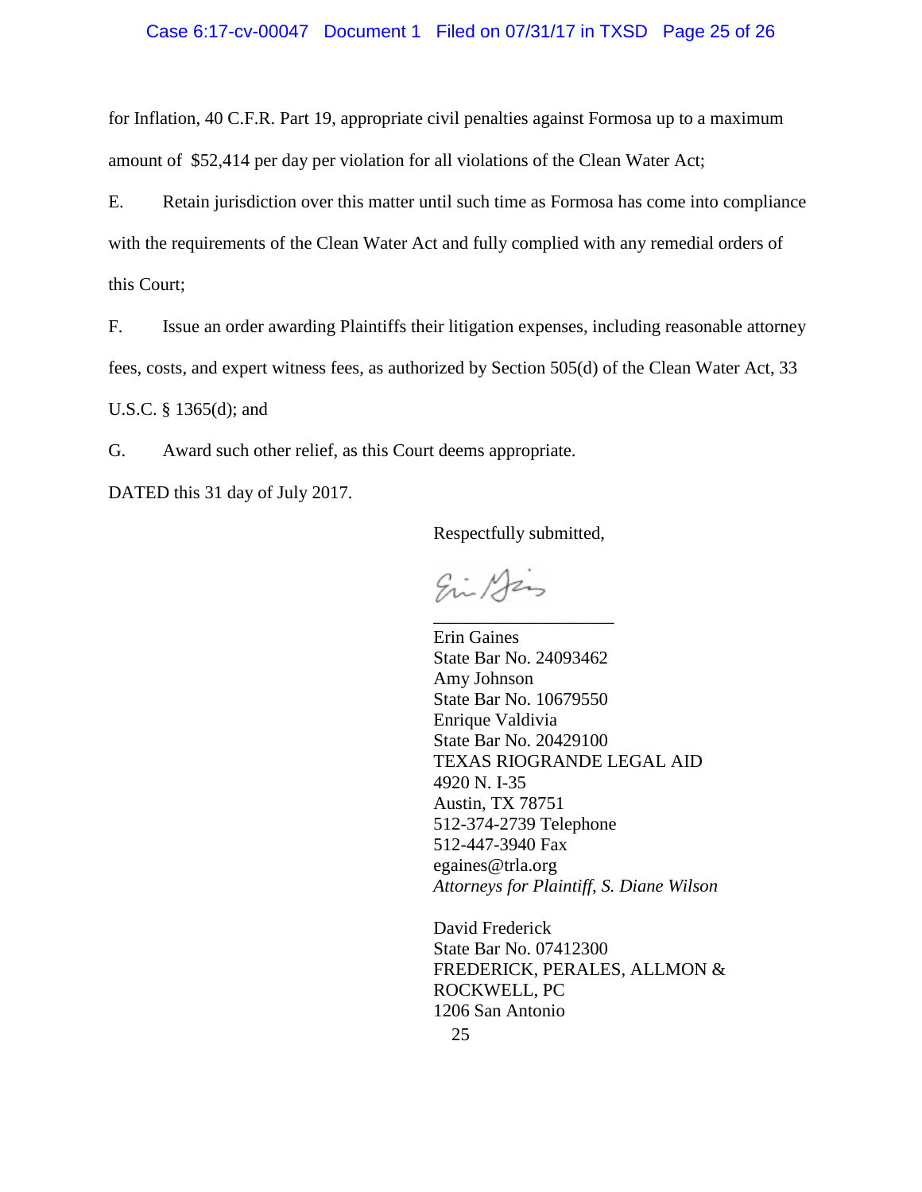for Inflation, 40 C.F.R. Part 19, appropriate civil penalties against Formosa up to a maximum amount of $52,414 per day per violation for all violations of the Clean Water Act;

E. Retain jurisdiction over this matter until such time as Formosa has come into compliance with the requirements of the Clean Water Act and fully complied with any remedial orders of this Court;

F. Issue an order awarding Plaintiffs their litigation expenses, including reasonable attorney fees, costs, and expert witness fees, as authorized by Section 505(d) of the Clean Water Act, 33 U.S.C. § 1365(d); and

G. Award such other relief, as this Court deems appropriate.

DATED this 31 day of July 2017.

Respectfully submitted,

\_\_\_\_\_\_\_\_\_\_\_\_\_\_\_\_\_\_\_\_
Erin Gaines
State Bar No. 24093462
Amy Johnson
State Bar No. 10679550
Enrique Valdivia
State Bar No. 20429100
TEXAS RIOGRANDE LEGAL AID
4920 N. I-35
Austin, TX 78751
512-374-2739 Telephone
512-447-3940 Fax
egaines@trla.org
*Attorneys for Plaintiff, S. Diane Wilson*

David Frederick
State Bar No. 07412300
FREDERICK, PERALES, ALLMON &
ROCKWELL, PC
1206 San Antonio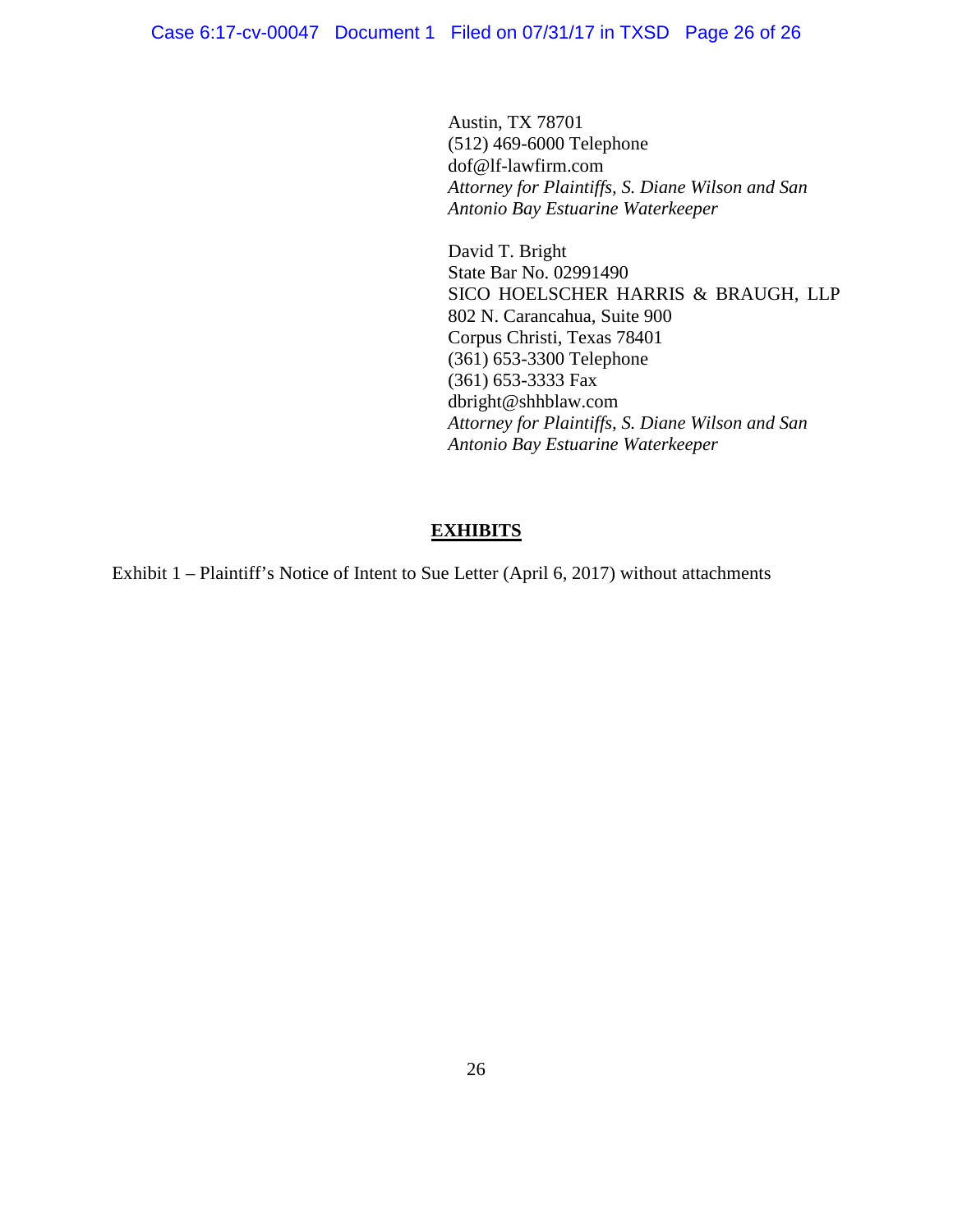Austin, TX 78701
(512) 469-6000 Telephone
dof@lf-lawfirm.com
*Attorney for Plaintiffs, S. Diane Wilson and San Antonio Bay Estuarine Waterkeeper*

David T. Bright
State Bar No. 02991490
SICO HOELSCHER HARRIS & BRAUGH, LLP
802 N. Carancahua, Suite 900
Corpus Christi, Texas 78401
(361) 653-3300 Telephone
(361) 653-3333 Fax
dbright@shhblaw.com
*Attorney for Plaintiffs, S. Diane Wilson and San Antonio Bay Estuarine Waterkeeper*

**EXHIBITS**

Exhibit 1 – Plaintiff's Notice of Intent to Sue Letter (April 6, 2017) without attachments